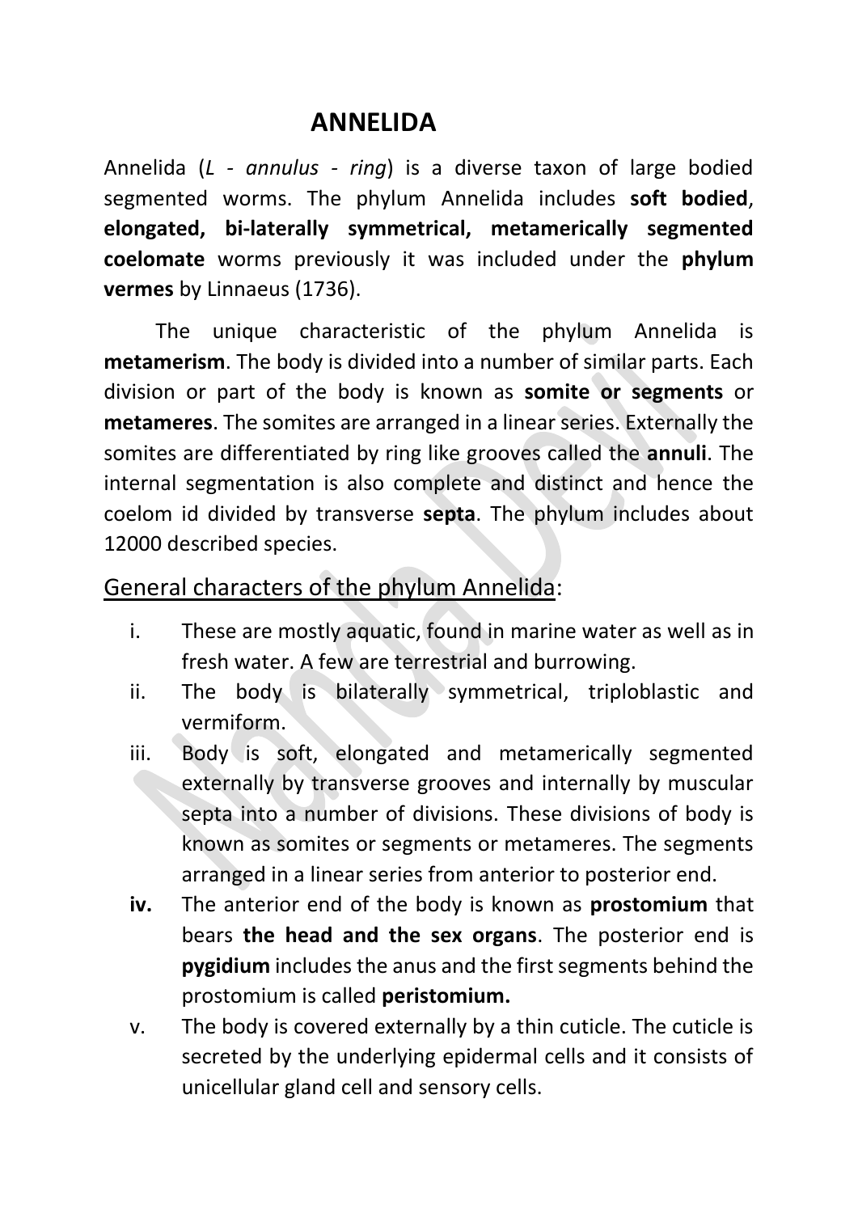# ANNELIDA

Annelida (*L - annulus - ring*) is a diverse taxon of large bodied segmented worms. The phylum Annelida includes **soft bodied**, **elongated, bi-laterally symmetrical, metamerically segmented coelomate** worms previously it was included under the **phylum vermes** by Linnaeus (1736).

The unique characteristic of the phylum Annelida is **metamerism**. The body is divided into a number of similar parts. Each division or part of the body is known as **somite or segments** or **metameres**. The somites are arranged in a linear series. Externally the somites are differentiated by ring like grooves called the **annuli**. The internal segmentation is also complete and distinct and hence the coelom id divided by transverse **septa**. The phylum includes about 12000 described species.

## General characters of the phylum Annelida:

i. These are mostly aquatic, found in marine water as well as in fresh water. A few are terrestrial and burrowing.

ii. The body is bilaterally symmetrical, triploblastic and vermiform.

iii. Body is soft, elongated and metamerically segmented externally by transverse grooves and internally by muscular septa into a number of divisions. These divisions of body is known as somites or segments or metameres. The segments arranged in a linear series from anterior to posterior end.

**iv.** The anterior end of the body is known as **prostomium** that bears **the head and the sex organs**. The posterior end is **pygidium** includes the anus and the first segments behind the prostomium is called **peristomium.**

v. The body is covered externally by a thin cuticle. The cuticle is secreted by the underlying epidermal cells and it consists of unicellular gland cell and sensory cells.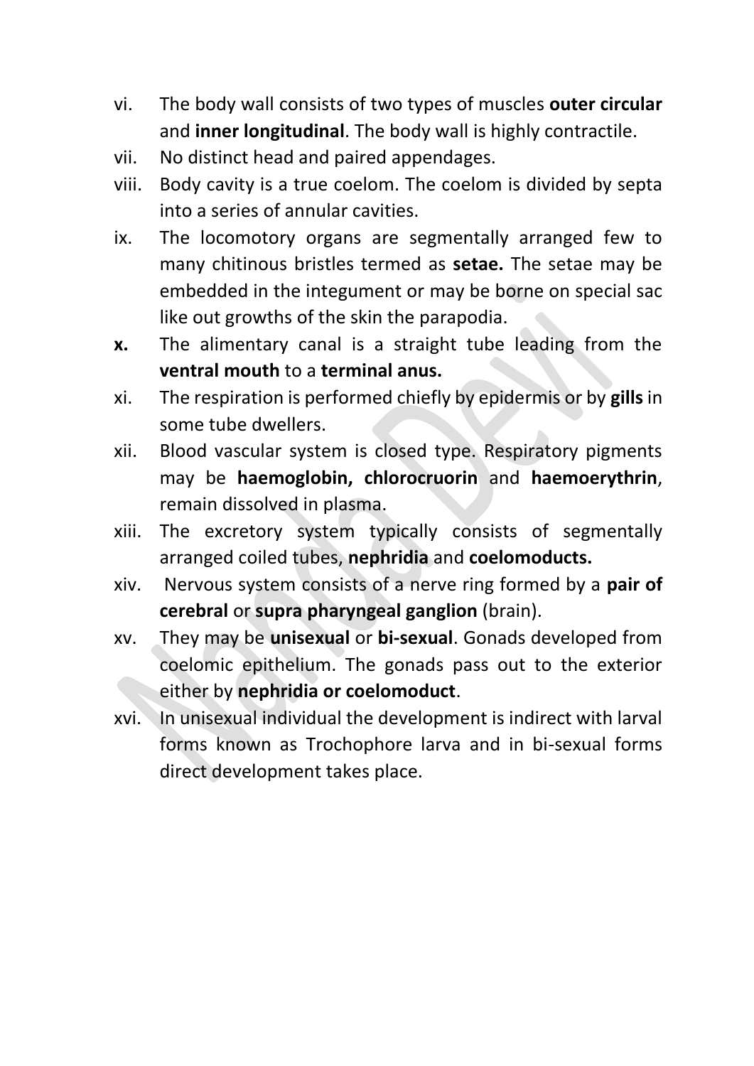vi. The body wall consists of two types of muscles **outer circular** and **inner longitudinal**. The body wall is highly contractile.

vii. No distinct head and paired appendages.

viii. Body cavity is a true coelom. The coelom is divided by septa into a series of annular cavities.

ix. The locomotory organs are segmentally arranged few to many chitinous bristles termed as **setae.** The setae may be embedded in the integument or may be borne on special sac like out growths of the skin the parapodia.

**x.** The alimentary canal is a straight tube leading from the **ventral mouth** to a **terminal anus.**

xi. The respiration is performed chiefly by epidermis or by **gills** in some tube dwellers.

xii. Blood vascular system is closed type. Respiratory pigments may be **haemoglobin, chlorocruorin** and **haemoerythrin**, remain dissolved in plasma.

xiii. The excretory system typically consists of segmentally arranged coiled tubes, **nephridia** and **coelomoducts.**

xiv. Nervous system consists of a nerve ring formed by a **pair of cerebral** or **supra pharyngeal ganglion** (brain).

xv. They may be **unisexual** or **bi-sexual**. Gonads developed from coelomic epithelium. The gonads pass out to the exterior either by **nephridia or coelomoduct**.

xvi. In unisexual individual the development is indirect with larval forms known as Trochophore larva and in bi-sexual forms direct development takes place.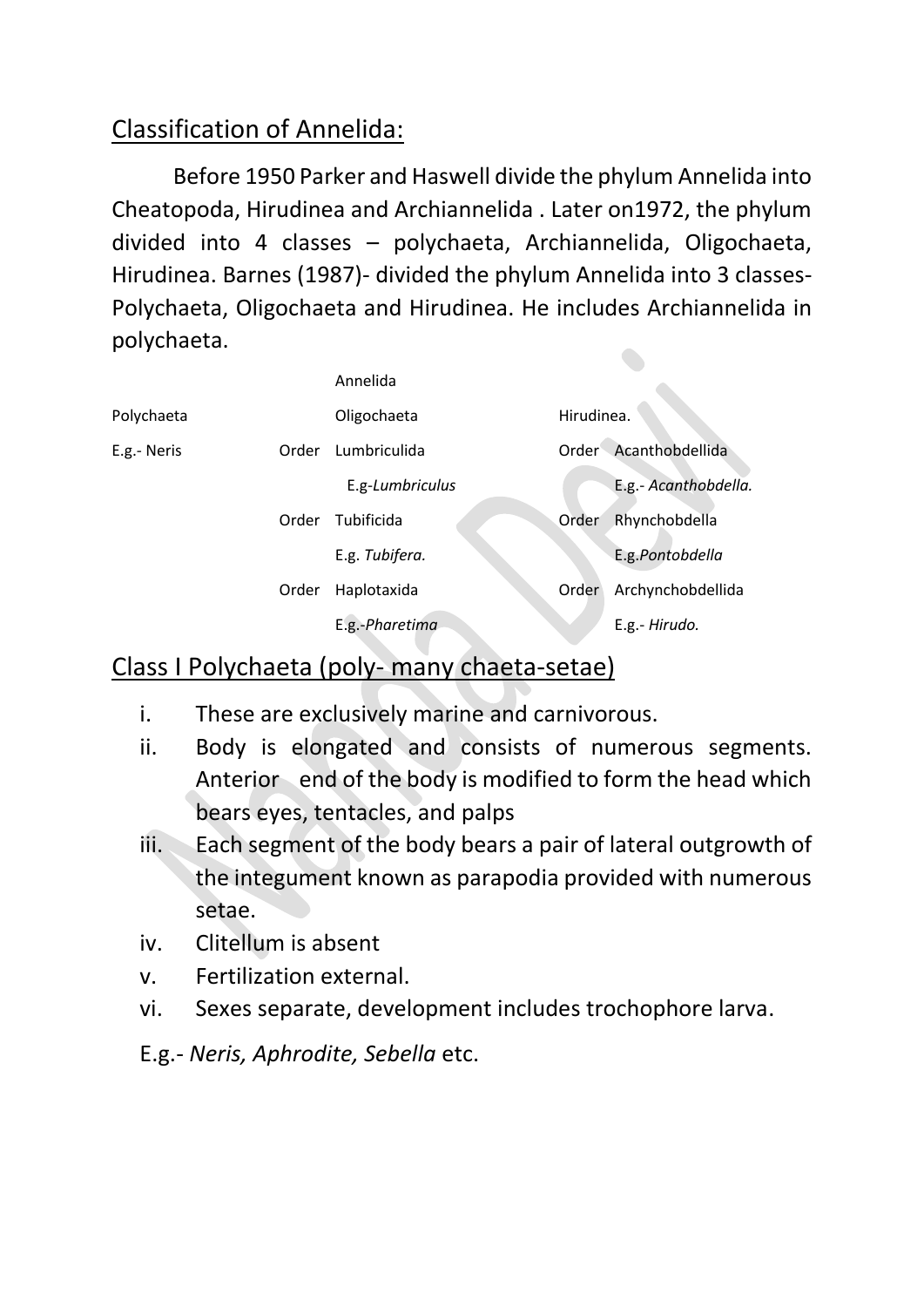## Classification of Annelida:

Before 1950 Parker and Haswell divide the phylum Annelida into Cheatopoda, Hirudinea and Archiannelida . Later on1972, the phylum divided into 4 classes – polychaeta, Archiannelida, Oligochaeta, Hirudinea. Barnes (1987)- divided the phylum Annelida into 3 classes- Polychaeta, Oligochaeta and Hirudinea. He includes Archiannelida in polychaeta.

| | | Annelida | | |
|---|---|---|---|---|
| Polychaeta | | Oligochaeta | | Hirudinea. |
| E.g.- Neris | Order | Lumbriculida | Order | Acanthobdellida |
| | | E.g-*Lumbriculus* | | E.g.- *Acanthobdella.* |
| | Order | Tubificida | Order | Rhynchobdella |
| | | E.g. *Tubifera.* | | E.g.*Pontobdella* |
| | Order | Haplotaxida | Order | Archynchobdellida |
| | | E.g.-*Pharetima* | | E.g.- *Hirudo.* |

## Class I Polychaeta (poly- many chaeta-setae)

i. These are exclusively marine and carnivorous.
ii. Body is elongated and consists of numerous segments. Anterior end of the body is modified to form the head which bears eyes, tentacles, and palps
iii. Each segment of the body bears a pair of lateral outgrowth of the integument known as parapodia provided with numerous setae.
iv. Clitellum is absent
v. Fertilization external.
vi. Sexes separate, development includes trochophore larva.

E.g.- *Neris, Aphrodite, Sebella* etc.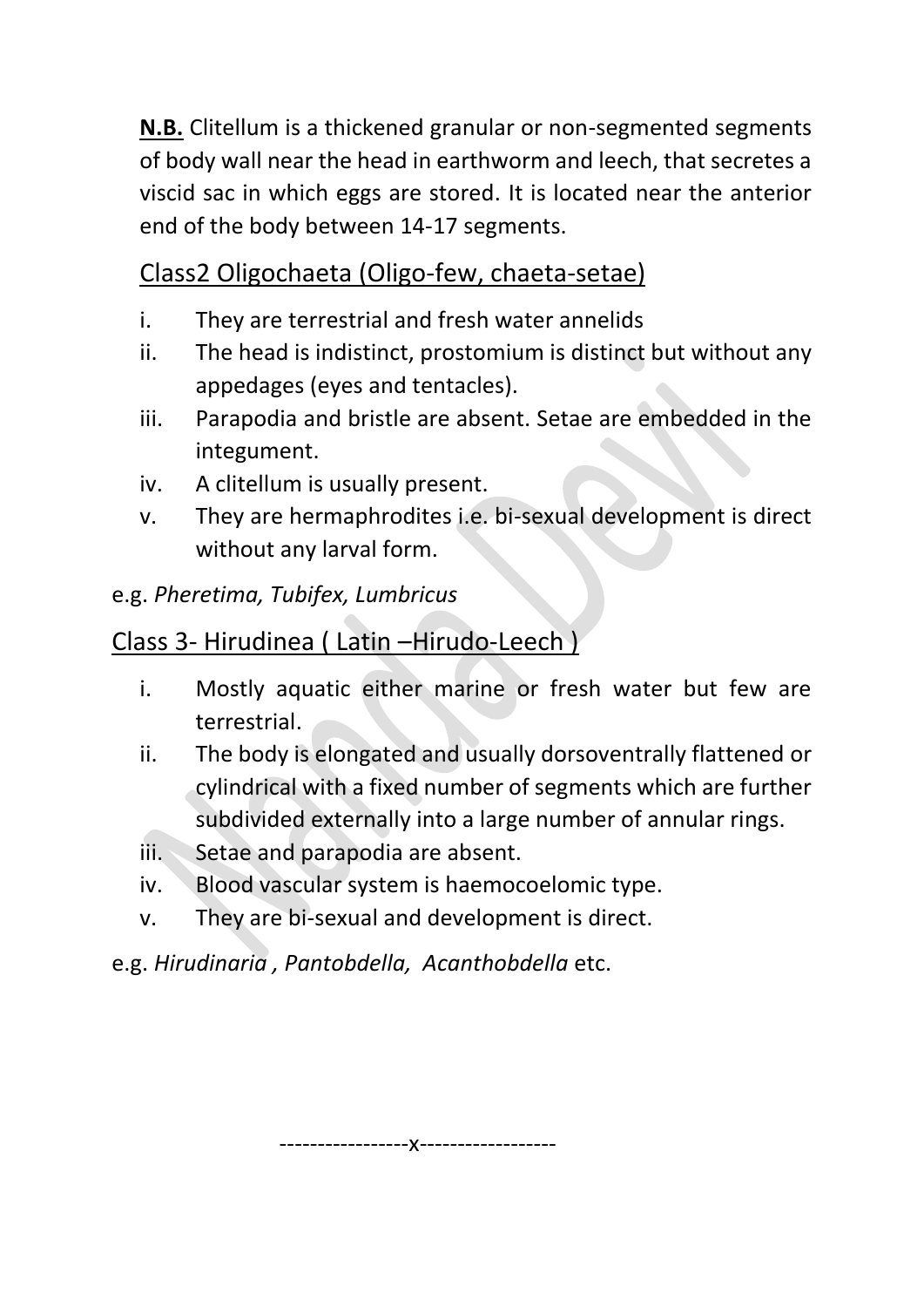**N.B.** Clitellum is a thickened granular or non-segmented segments of body wall near the head in earthworm and leech, that secretes a viscid sac in which eggs are stored. It is located near the anterior end of the body between 14-17 segments.

## Class2 Oligochaeta (Oligo-few, chaeta-setae)

i. They are terrestrial and fresh water annelids
ii. The head is indistinct, prostomium is distinct but without any appedages (eyes and tentacles).
iii. Parapodia and bristle are absent. Setae are embedded in the integument.
iv. A clitellum is usually present.
v. They are hermaphrodites i.e. bi-sexual development is direct without any larval form.

e.g. *Pheretima, Tubifex, Lumbricus*

## Class 3- Hirudinea ( Latin –Hirudo-Leech )

i. Mostly aquatic either marine or fresh water but few are terrestrial.
ii. The body is elongated and usually dorsoventrally flattened or cylindrical with a fixed number of segments which are further subdivided externally into a large number of annular rings.
iii. Setae and parapodia are absent.
iv. Blood vascular system is haemocoelomic type.
v. They are bi-sexual and development is direct.

e.g. *Hirudinaria , Pantobdella, Acanthobdella* etc.

-----------------x------------------